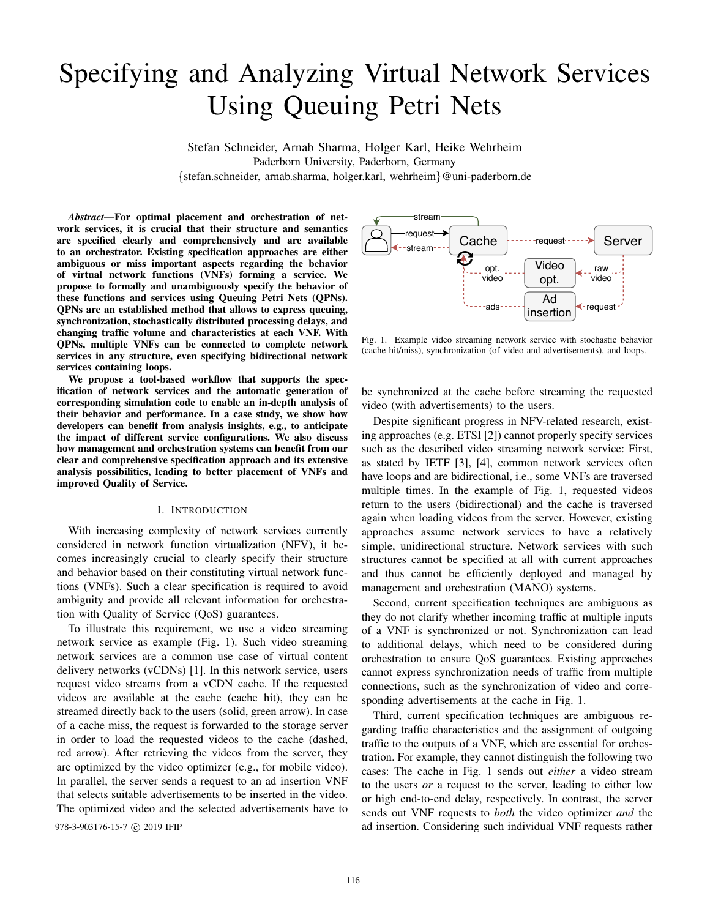# Specifying and Analyzing Virtual Network Services Using Queuing Petri Nets

Stefan Schneider, Arnab Sharma, Holger Karl, Heike Wehrheim
Paderborn University, Paderborn, Germany
{stefan.schneider, arnab.sharma, holger.karl, wehrheim}@uni-paderborn.de

***Abstract*—For optimal placement and orchestration of network services, it is crucial that their structure and semantics are specified clearly and comprehensively and are available to an orchestrator. Existing specification approaches are either ambiguous or miss important aspects regarding the behavior of virtual network functions (VNFs) forming a service. We propose to formally and unambiguously specify the behavior of these functions and services using Queuing Petri Nets (QPNs). QPNs are an established method that allows to express queuing, synchronization, stochastically distributed processing delays, and changing traffic volume and characteristics at each VNF. With QPNs, multiple VNFs can be connected to complete network services in any structure, even specifying bidirectional network services containing loops.**

**We propose a tool-based workflow that supports the specification of network services and the automatic generation of corresponding simulation code to enable an in-depth analysis of their behavior and performance. In a case study, we show how developers can benefit from analysis insights, e.g., to anticipate the impact of different service configurations. We also discuss how management and orchestration systems can benefit from our clear and comprehensive specification approach and its extensive analysis possibilities, leading to better placement of VNFs and improved Quality of Service.**

## I. Introduction

With increasing complexity of network services currently considered in network function virtualization (NFV), it becomes increasingly crucial to clearly specify their structure and behavior based on their constituting virtual network functions (VNFs). Such a specification is required to avoid ambiguity and provide all relevant information for orchestration with Quality of Service (QoS) guarantees.

To illustrate this requirement, we use a video streaming network service as example (Fig. 1). Such video streaming network services are a common use case of virtual content delivery networks (vCDNs) [1]. In this network service, users request video streams from a vCDN cache. If the requested videos are available at the cache (cache hit), they can be streamed directly back to the users (solid, green arrow). In case of a cache miss, the request is forwarded to the storage server in order to load the requested videos to the cache (dashed, red arrow). After retrieving the videos from the server, they are optimized by the video optimizer (e.g., for mobile video). In parallel, the server sends a request to an ad insertion VNF that selects suitable advertisements to be inserted in the video. The optimized video and the selected advertisements have to be synchronized at the cache before streaming the requested video (with advertisements) to the users.

Fig. 1. Example video streaming network service with stochastic behavior (cache hit/miss), synchronization (of video and advertisements), and loops.

Despite significant progress in NFV-related research, existing approaches (e.g. ETSI [2]) cannot properly specify services such as the described video streaming network service: First, as stated by IETF [3], [4], common network services often have loops and are bidirectional, i.e., some VNFs are traversed multiple times. In the example of Fig. 1, requested videos return to the users (bidirectional) and the cache is traversed again when loading videos from the server. However, existing approaches assume network services to have a relatively simple, unidirectional structure. Network services with such structures cannot be specified at all with current approaches and thus cannot be efficiently deployed and managed by management and orchestration (MANO) systems.

Second, current specification techniques are ambiguous as they do not clarify whether incoming traffic at multiple inputs of a VNF is synchronized or not. Synchronization can lead to additional delays, which need to be considered during orchestration to ensure QoS guarantees. Existing approaches cannot express synchronization needs of traffic from multiple connections, such as the synchronization of video and corresponding advertisements at the cache in Fig. 1.

Third, current specification techniques are ambiguous regarding traffic characteristics and the assignment of outgoing traffic to the outputs of a VNF, which are essential for orchestration. For example, they cannot distinguish the following two cases: The cache in Fig. 1 sends out *either* a video stream to the users *or* a request to the server, leading to either low or high end-to-end delay, respectively. In contrast, the server sends out VNF requests to *both* the video optimizer *and* the ad insertion. Considering such individual VNF requests rather

978-3-903176-15-7 © 2019 IFIP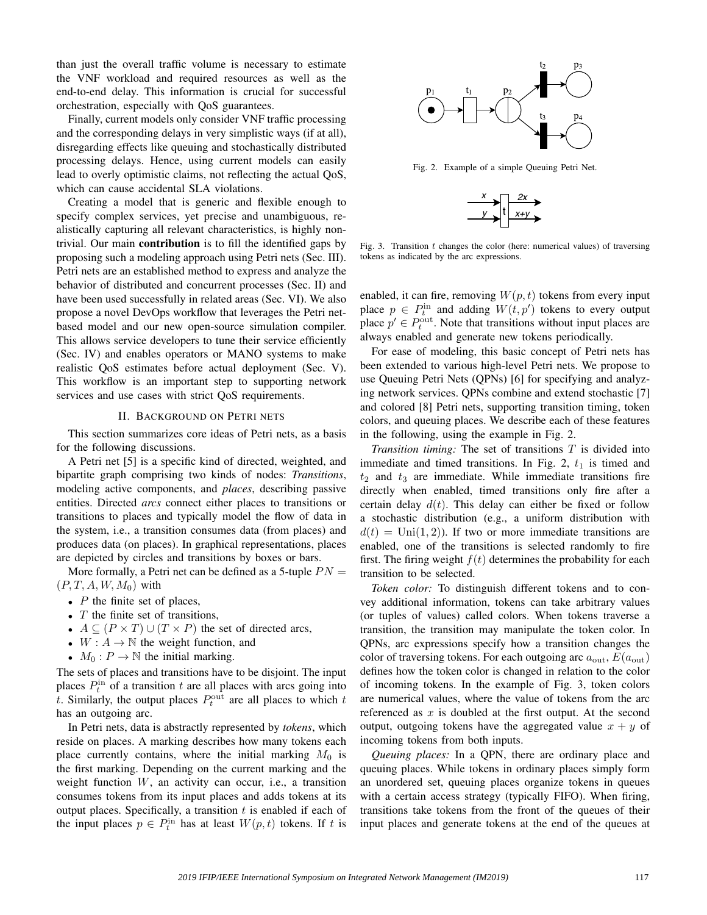than just the overall traffic volume is necessary to estimate the VNF workload and required resources as well as the end-to-end delay. This information is crucial for successful orchestration, especially with QoS guarantees.

Finally, current models only consider VNF traffic processing and the corresponding delays in very simplistic ways (if at all), disregarding effects like queuing and stochastically distributed processing delays. Hence, using current models can easily lead to overly optimistic claims, not reflecting the actual QoS, which can cause accidental SLA violations.

Creating a model that is generic and flexible enough to specify complex services, yet precise and unambiguous, realistically capturing all relevant characteristics, is highly nontrivial. Our main **contribution** is to fill the identified gaps by proposing such a modeling approach using Petri nets (Sec. III). Petri nets are an established method to express and analyze the behavior of distributed and concurrent processes (Sec. II) and have been used successfully in related areas (Sec. VI). We also propose a novel DevOps workflow that leverages the Petri net-based model and our new open-source simulation compiler. This allows service developers to tune their service efficiently (Sec. IV) and enables operators or MANO systems to make realistic QoS estimates before actual deployment (Sec. V). This workflow is an important step to supporting network services and use cases with strict QoS requirements.

## II. Background on Petri nets

This section summarizes core ideas of Petri nets, as a basis for the following discussions.

A Petri net [5] is a specific kind of directed, weighted, and bipartite graph comprising two kinds of nodes: *Transitions*, modeling active components, and *places*, describing passive entities. Directed *arcs* connect either places to transitions or transitions to places and typically model the flow of data in the system, i.e., a transition consumes data (from places) and produces data (on places). In graphical representations, places are depicted by circles and transitions by boxes or bars.

More formally, a Petri net can be defined as a 5-tuple $PN = (P, T, A, W, M_0)$ with

- $P$ the finite set of places,
- $T$ the finite set of transitions,
- $A \subseteq (P \times T) \cup (T \times P)$ the set of directed arcs,
- $W : A \to \mathbb{N}$ the weight function, and
- $M_0 : P \to \mathbb{N}$ the initial marking.

The sets of places and transitions have to be disjoint. The input places $P_t^{\text{in}}$ of a transition $t$ are all places with arcs going into $t$. Similarly, the output places $P_t^{\text{out}}$ are all places to which $t$ has an outgoing arc.

In Petri nets, data is abstractly represented by *tokens*, which reside on places. A marking describes how many tokens each place currently contains, where the initial marking $M_0$ is the first marking. Depending on the current marking and the weight function $W$, an activity can occur, i.e., a transition consumes tokens from its input places and adds tokens at its output places. Specifically, a transition $t$ is enabled if each of the input places $p \in P_t^{\text{in}}$ has at least $W(p, t)$ tokens. If $t$ is enabled, it can fire, removing $W(p, t)$ tokens from every input place $p \in P_t^{\text{in}}$ and adding $W(t, p')$ tokens to every output place $p' \in P_t^{\text{out}}$. Note that transitions without input places are always enabled and generate new tokens periodically.

Fig. 2. Example of a simple Queuing Petri Net.

Fig. 3. Transition $t$ changes the color (here: numerical values) of traversing tokens as indicated by the arc expressions.

For ease of modeling, this basic concept of Petri nets has been extended to various high-level Petri nets. We propose to use Queuing Petri Nets (QPNs) [6] for specifying and analyzing network services. QPNs combine and extend stochastic [7] and colored [8] Petri nets, supporting transition timing, token colors, and queuing places. We describe each of these features in the following, using the example in Fig. 2.

*Transition timing:* The set of transitions $T$ is divided into immediate and timed transitions. In Fig. 2, $t_1$ is timed and $t_2$ and $t_3$ are immediate. While immediate transitions fire directly when enabled, timed transitions only fire after a certain delay $d(t)$. This delay can either be fixed or follow a stochastic distribution (e.g., a uniform distribution with $d(t) = \text{Uni}(1, 2)$). If two or more immediate transitions are enabled, one of the transitions is selected randomly to fire first. The firing weight $f(t)$ determines the probability for each transition to be selected.

*Token color:* To distinguish different tokens and to convey additional information, tokens can take arbitrary values (or tuples of values) called colors. When tokens traverse a transition, the transition may manipulate the token color. In QPNs, arc expressions specify how a transition changes the color of traversing tokens. For each outgoing arc $a_{\text{out}}$, $E(a_{\text{out}})$ defines how the token color is changed in relation to the color of incoming tokens. In the example of Fig. 3, token colors are numerical values, where the value of tokens from the arc referenced as $x$ is doubled at the first output. At the second output, outgoing tokens have the aggregated value $x + y$ of incoming tokens from both inputs.

*Queuing places:* In a QPN, there are ordinary place and queuing places. While tokens in ordinary places simply form an unordered set, queuing places organize tokens in queues with a certain access strategy (typically FIFO). When firing, transitions take tokens from the front of the queues of their input places and generate tokens at the end of the queues at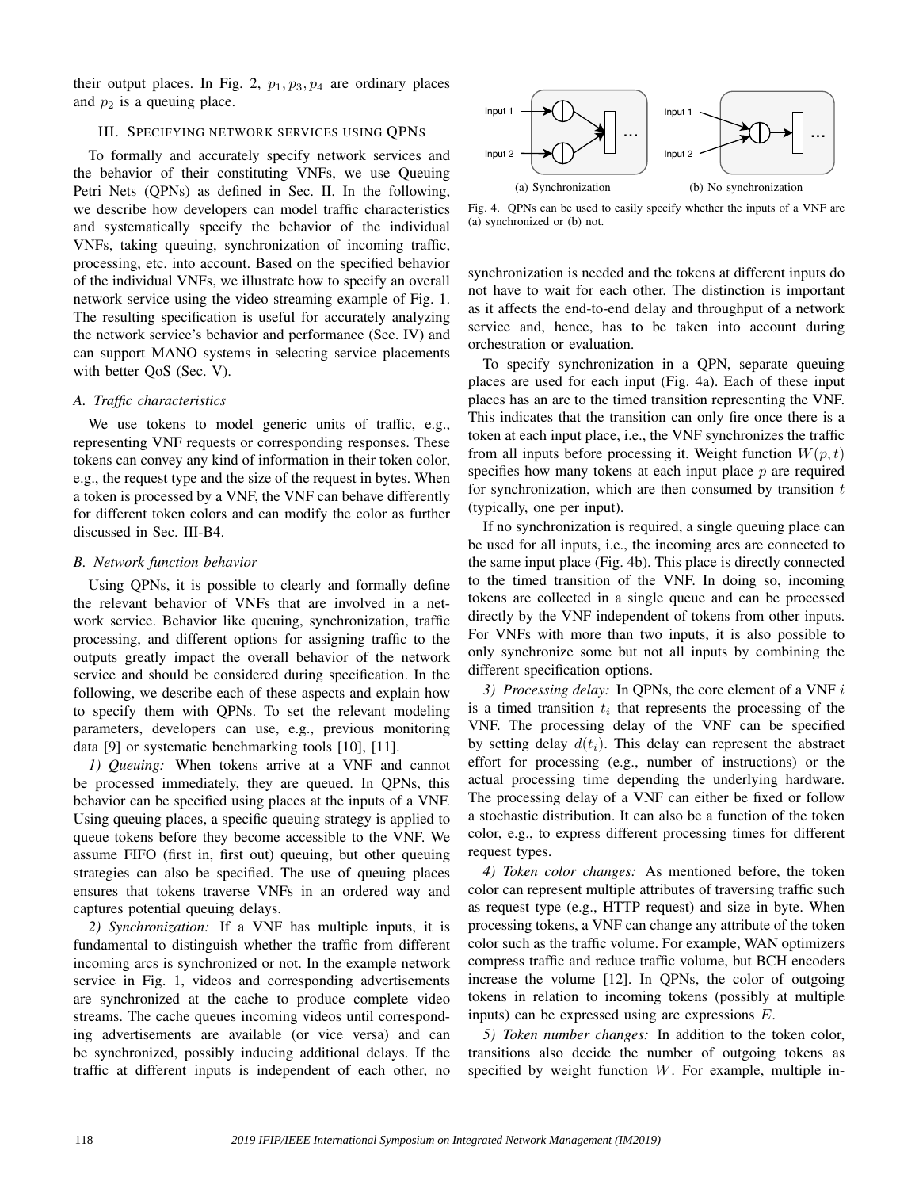their output places. In Fig. 2, $p_1, p_3, p_4$ are ordinary places and $p_2$ is a queuing place.

## III. Specifying network services using QPNs

To formally and accurately specify network services and the behavior of their constituting VNFs, we use Queuing Petri Nets (QPNs) as defined in Sec. II. In the following, we describe how developers can model traffic characteristics and systematically specify the behavior of the individual VNFs, taking queuing, synchronization of incoming traffic, processing, etc. into account. Based on the specified behavior of the individual VNFs, we illustrate how to specify an overall network service using the video streaming example of Fig. 1. The resulting specification is useful for accurately analyzing the network service's behavior and performance (Sec. IV) and can support MANO systems in selecting service placements with better QoS (Sec. V).

### *A. Traffic characteristics*

We use tokens to model generic units of traffic, e.g., representing VNF requests or corresponding responses. These tokens can convey any kind of information in their token color, e.g., the request type and the size of the request in bytes. When a token is processed by a VNF, the VNF can behave differently for different token colors and can modify the color as further discussed in Sec. III-B4.

### *B. Network function behavior*

Using QPNs, it is possible to clearly and formally define the relevant behavior of VNFs that are involved in a network service. Behavior like queuing, synchronization, traffic processing, and different options for assigning traffic to the outputs greatly impact the overall behavior of the network service and should be considered during specification. In the following, we describe each of these aspects and explain how to specify them with QPNs. To set the relevant modeling parameters, developers can use, e.g., previous monitoring data [9] or systematic benchmarking tools [10], [11].

*1) Queuing:* When tokens arrive at a VNF and cannot be processed immediately, they are queued. In QPNs, this behavior can be specified using places at the inputs of a VNF. Using queuing places, a specific queuing strategy is applied to queue tokens before they become accessible to the VNF. We assume FIFO (first in, first out) queuing, but other queuing strategies can also be specified. The use of queuing places ensures that tokens traverse VNFs in an ordered way and captures potential queuing delays.

*2) Synchronization:* If a VNF has multiple inputs, it is fundamental to distinguish whether the traffic from different incoming arcs is synchronized or not. In the example network service in Fig. 1, videos and corresponding advertisements are synchronized at the cache to produce complete video streams. The cache queues incoming videos until corresponding advertisements are available (or vice versa) and can be synchronized, possibly inducing additional delays. If the traffic at different inputs is independent of each other, no synchronization is needed and the tokens at different inputs do not have to wait for each other. The distinction is important as it affects the end-to-end delay and throughput of a network service and, hence, has to be taken into account during orchestration or evaluation.

(a) Synchronization (b) No synchronization

Fig. 4. QPNs can be used to easily specify whether the inputs of a VNF are (a) synchronized or (b) not.

To specify synchronization in a QPN, separate queuing places are used for each input (Fig. 4a). Each of these input places has an arc to the timed transition representing the VNF. This indicates that the transition can only fire once there is a token at each input place, i.e., the VNF synchronizes the traffic from all inputs before processing it. Weight function $W(p, t)$ specifies how many tokens at each input place $p$ are required for synchronization, which are then consumed by transition $t$ (typically, one per input).

If no synchronization is required, a single queuing place can be used for all inputs, i.e., the incoming arcs are connected to the same input place (Fig. 4b). This place is directly connected to the timed transition of the VNF. In doing so, incoming tokens are collected in a single queue and can be processed directly by the VNF independent of tokens from other inputs. For VNFs with more than two inputs, it is also possible to only synchronize some but not all inputs by combining the different specification options.

*3) Processing delay:* In QPNs, the core element of a VNF $i$ is a timed transition $t_i$ that represents the processing of the VNF. The processing delay of the VNF can be specified by setting delay $d(t_i)$. This delay can represent the abstract effort for processing (e.g., number of instructions) or the actual processing time depending the underlying hardware. The processing delay of a VNF can either be fixed or follow a stochastic distribution. It can also be a function of the token color, e.g., to express different processing times for different request types.

*4) Token color changes:* As mentioned before, the token color can represent multiple attributes of traversing traffic such as request type (e.g., HTTP request) and size in byte. When processing tokens, a VNF can change any attribute of the token color such as the traffic volume. For example, WAN optimizers compress traffic and reduce traffic volume, but BCH encoders increase the volume [12]. In QPNs, the color of outgoing tokens in relation to incoming tokens (possibly at multiple inputs) can be expressed using arc expressions $E$.

*5) Token number changes:* In addition to the token color, transitions also decide the number of outgoing tokens as specified by weight function $W$. For example, multiple in-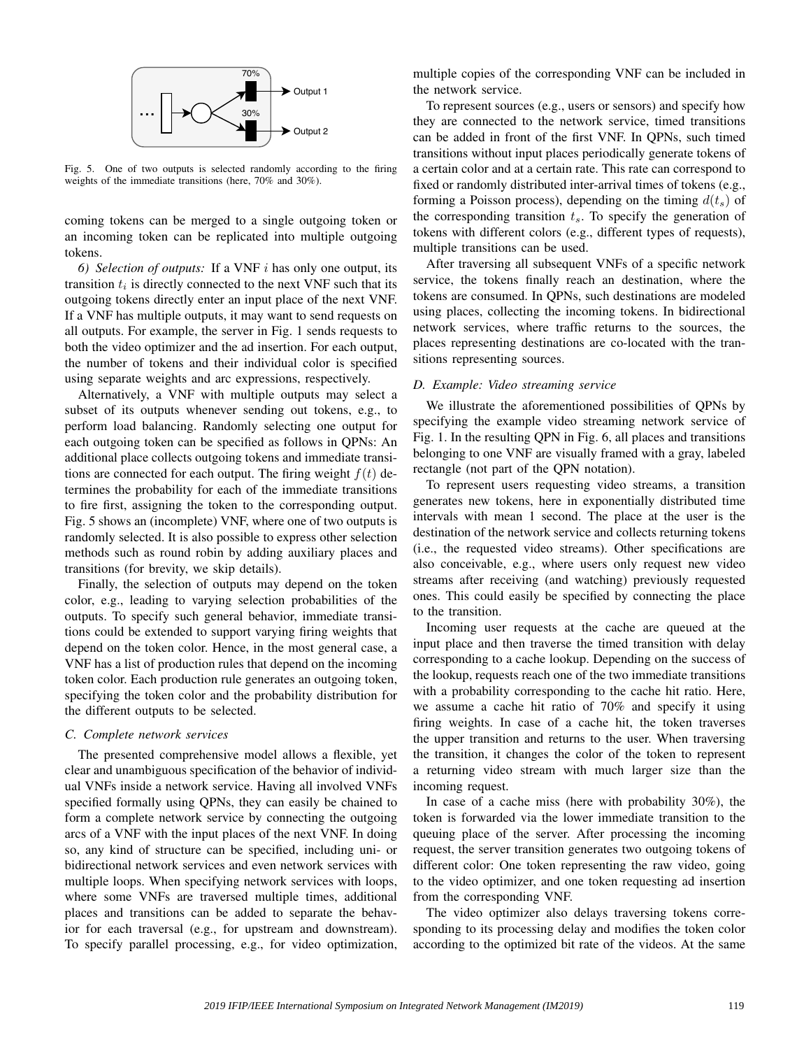Fig. 5. One of two outputs is selected randomly according to the firing weights of the immediate transitions (here, 70% and 30%).

coming tokens can be merged to a single outgoing token or an incoming token can be replicated into multiple outgoing tokens.

*6) Selection of outputs:* If a VNF $i$ has only one output, its transition $t_i$ is directly connected to the next VNF such that its outgoing tokens directly enter an input place of the next VNF. If a VNF has multiple outputs, it may want to send requests on all outputs. For example, the server in Fig. 1 sends requests to both the video optimizer and the ad insertion. For each output, the number of tokens and their individual color is specified using separate weights and arc expressions, respectively.

Alternatively, a VNF with multiple outputs may select a subset of its outputs whenever sending out tokens, e.g., to perform load balancing. Randomly selecting one output for each outgoing token can be specified as follows in QPNs: An additional place collects outgoing tokens and immediate transitions are connected for each output. The firing weight $f(t)$ determines the probability for each of the immediate transitions to fire first, assigning the token to the corresponding output. Fig. 5 shows an (incomplete) VNF, where one of two outputs is randomly selected. It is also possible to express other selection methods such as round robin by adding auxiliary places and transitions (for brevity, we skip details).

Finally, the selection of outputs may depend on the token color, e.g., leading to varying selection probabilities of the outputs. To specify such general behavior, immediate transitions could be extended to support varying firing weights that depend on the token color. Hence, in the most general case, a VNF has a list of production rules that depend on the incoming token color. Each production rule generates an outgoing token, specifying the token color and the probability distribution for the different outputs to be selected.

### C. Complete network services

The presented comprehensive model allows a flexible, yet clear and unambiguous specification of the behavior of individual VNFs inside a network service. Having all involved VNFs specified formally using QPNs, they can easily be chained to form a complete network service by connecting the outgoing arcs of a VNF with the input places of the next VNF. In doing so, any kind of structure can be specified, including uni- or bidirectional network services and even network services with multiple loops. When specifying network services with loops, where some VNFs are traversed multiple times, additional places and transitions can be added to separate the behavior for each traversal (e.g., for upstream and downstream). To specify parallel processing, e.g., for video optimization, multiple copies of the corresponding VNF can be included in the network service.

To represent sources (e.g., users or sensors) and specify how they are connected to the network service, timed transitions can be added in front of the first VNF. In QPNs, such timed transitions without input places periodically generate tokens of a certain color and at a certain rate. This rate can correspond to fixed or randomly distributed inter-arrival times of tokens (e.g., forming a Poisson process), depending on the timing $d(t_s)$ of the corresponding transition $t_s$. To specify the generation of tokens with different colors (e.g., different types of requests), multiple transitions can be used.

After traversing all subsequent VNFs of a specific network service, the tokens finally reach an destination, where the tokens are consumed. In QPNs, such destinations are modeled using places, collecting the incoming tokens. In bidirectional network services, where traffic returns to the sources, the places representing destinations are co-located with the transitions representing sources.

### D. Example: Video streaming service

We illustrate the aforementioned possibilities of QPNs by specifying the example video streaming network service of Fig. 1. In the resulting QPN in Fig. 6, all places and transitions belonging to one VNF are visually framed with a gray, labeled rectangle (not part of the QPN notation).

To represent users requesting video streams, a transition generates new tokens, here in exponentially distributed time intervals with mean 1 second. The place at the user is the destination of the network service and collects returning tokens (i.e., the requested video streams). Other specifications are also conceivable, e.g., where users only request new video streams after receiving (and watching) previously requested ones. This could easily be specified by connecting the place to the transition.

Incoming user requests at the cache are queued at the input place and then traverse the timed transition with delay corresponding to a cache lookup. Depending on the success of the lookup, requests reach one of the two immediate transitions with a probability corresponding to the cache hit ratio. Here, we assume a cache hit ratio of 70% and specify it using firing weights. In case of a cache hit, the token traverses the upper transition and returns to the user. When traversing the transition, it changes the color of the token to represent a returning video stream with much larger size than the incoming request.

In case of a cache miss (here with probability 30%), the token is forwarded via the lower immediate transition to the queuing place of the server. After processing the incoming request, the server transition generates two outgoing tokens of different color: One token representing the raw video, going to the video optimizer, and one token requesting ad insertion from the corresponding VNF.

The video optimizer also delays traversing tokens corresponding to its processing delay and modifies the token color according to the optimized bit rate of the videos. At the same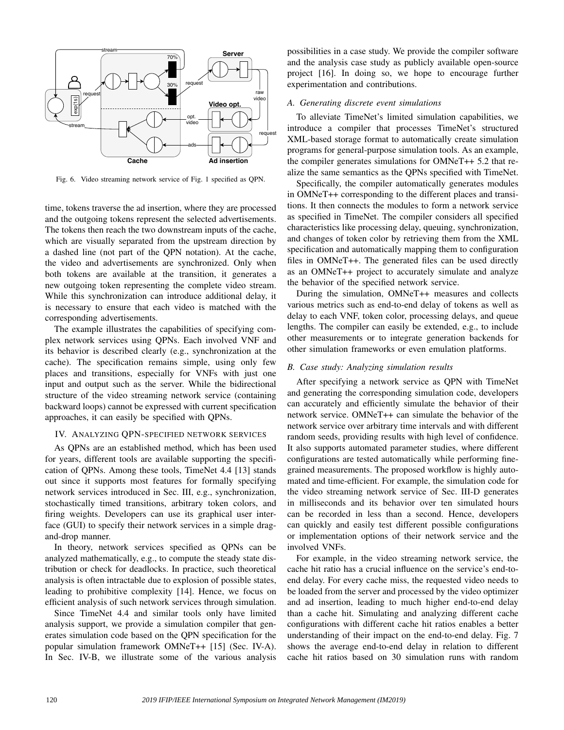Fig. 6. Video streaming network service of Fig. 1 specified as QPN.

time, tokens traverse the ad insertion, where they are processed and the outgoing tokens represent the selected advertisements. The tokens then reach the two downstream inputs of the cache, which are visually separated from the upstream direction by a dashed line (not part of the QPN notation). At the cache, the video and advertisements are synchronized. Only when both tokens are available at the transition, it generates a new outgoing token representing the complete video stream. While this synchronization can introduce additional delay, it is necessary to ensure that each video is matched with the corresponding advertisements.

The example illustrates the capabilities of specifying complex network services using QPNs. Each involved VNF and its behavior is described clearly (e.g., synchronization at the cache). The specification remains simple, using only few places and transitions, especially for VNFs with just one input and output such as the server. While the bidirectional structure of the video streaming network service (containing backward loops) cannot be expressed with current specification approaches, it can easily be specified with QPNs.

## IV. Analyzing QPN-specified network services

As QPNs are an established method, which has been used for years, different tools are available supporting the specification of QPNs. Among these tools, TimeNet 4.4 [13] stands out since it supports most features for formally specifying network services introduced in Sec. III, e.g., synchronization, stochastically timed transitions, arbitrary token colors, and firing weights. Developers can use its graphical user interface (GUI) to specify their network services in a simple drag-and-drop manner.

In theory, network services specified as QPNs can be analyzed mathematically, e.g., to compute the steady state distribution or check for deadlocks. In practice, such theoretical analysis is often intractable due to explosion of possible states, leading to prohibitive complexity [14]. Hence, we focus on efficient analysis of such network services through simulation.

Since TimeNet 4.4 and similar tools only have limited analysis support, we provide a simulation compiler that generates simulation code based on the QPN specification for the popular simulation framework OMNeT++ [15] (Sec. IV-A). In Sec. IV-B, we illustrate some of the various analysis possibilities in a case study. We provide the compiler software and the analysis case study as publicly available open-source project [16]. In doing so, we hope to encourage further experimentation and contributions.

### *A. Generating discrete event simulations*

To alleviate TimeNet's limited simulation capabilities, we introduce a compiler that processes TimeNet's structured XML-based storage format to automatically create simulation programs for general-purpose simulation tools. As an example, the compiler generates simulations for OMNeT++ 5.2 that realize the same semantics as the QPNs specified with TimeNet.

Specifically, the compiler automatically generates modules in OMNeT++ corresponding to the different places and transitions. It then connects the modules to form a network service as specified in TimeNet. The compiler considers all specified characteristics like processing delay, queuing, synchronization, and changes of token color by retrieving them from the XML specification and automatically mapping them to configuration files in OMNeT++. The generated files can be used directly as an OMNeT++ project to accurately simulate and analyze the behavior of the specified network service.

During the simulation, OMNeT++ measures and collects various metrics such as end-to-end delay of tokens as well as delay to each VNF, token color, processing delays, and queue lengths. The compiler can easily be extended, e.g., to include other measurements or to integrate generation backends for other simulation frameworks or even emulation platforms.

### *B. Case study: Analyzing simulation results*

After specifying a network service as QPN with TimeNet and generating the corresponding simulation code, developers can accurately and efficiently simulate the behavior of their network service. OMNeT++ can simulate the behavior of the network service over arbitrary time intervals and with different random seeds, providing results with high level of confidence. It also supports automated parameter studies, where different configurations are tested automatically while performing fine-grained measurements. The proposed workflow is highly automated and time-efficient. For example, the simulation code for the video streaming network service of Sec. III-D generates in milliseconds and its behavior over ten simulated hours can be recorded in less than a second. Hence, developers can quickly and easily test different possible configurations or implementation options of their network service and the involved VNFs.

For example, in the video streaming network service, the cache hit ratio has a crucial influence on the service's end-to-end delay. For every cache miss, the requested video needs to be loaded from the server and processed by the video optimizer and ad insertion, leading to much higher end-to-end delay than a cache hit. Simulating and analyzing different cache configurations with different cache hit ratios enables a better understanding of their impact on the end-to-end delay. Fig. 7 shows the average end-to-end delay in relation to different cache hit ratios based on 30 simulation runs with random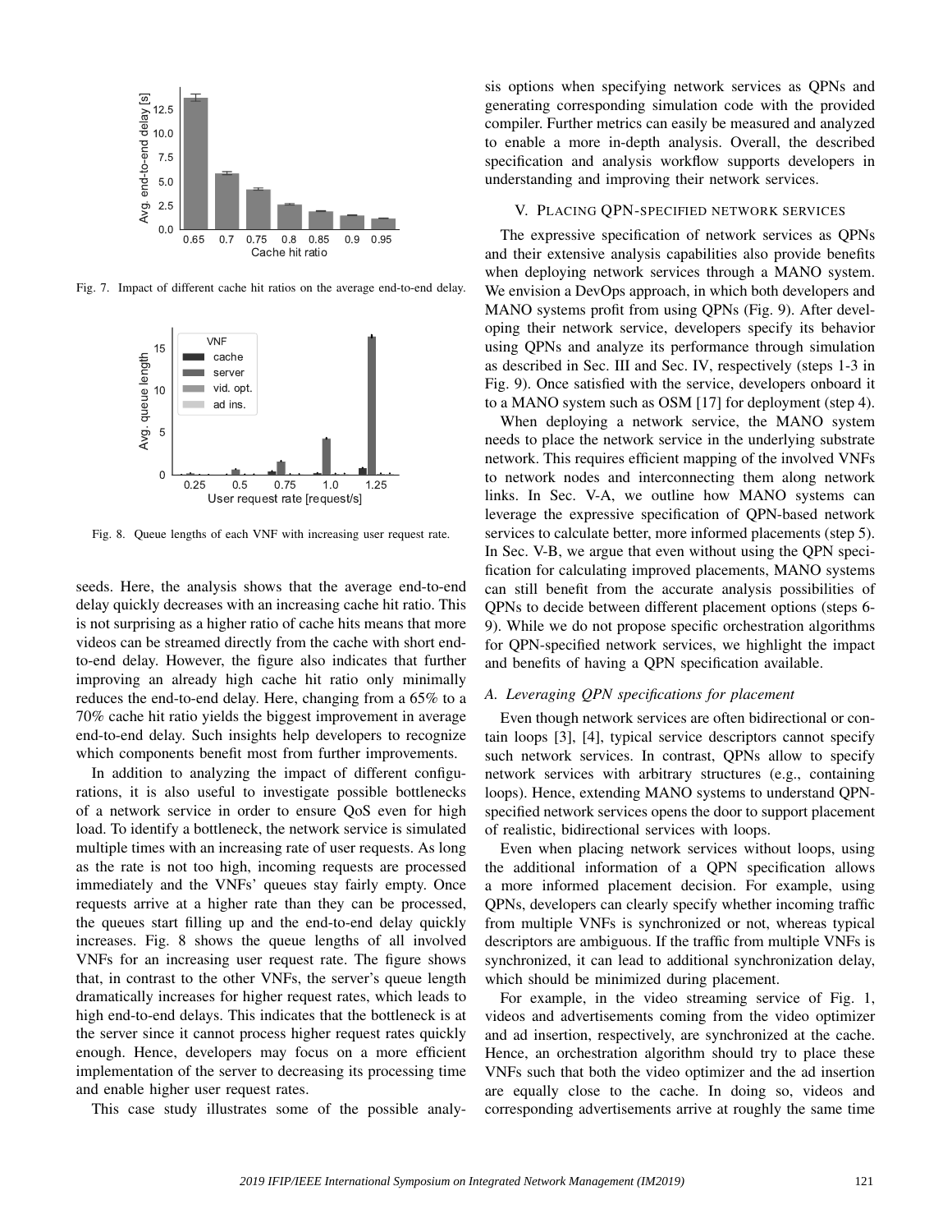Fig. 7. Impact of different cache hit ratios on the average end-to-end delay.

Fig. 8. Queue lengths of each VNF with increasing user request rate.

seeds. Here, the analysis shows that the average end-to-end delay quickly decreases with an increasing cache hit ratio. This is not surprising as a higher ratio of cache hits means that more videos can be streamed directly from the cache with short end-to-end delay. However, the figure also indicates that further improving an already high cache hit ratio only minimally reduces the end-to-end delay. Here, changing from a 65% to a 70% cache hit ratio yields the biggest improvement in average end-to-end delay. Such insights help developers to recognize which components benefit most from further improvements.

In addition to analyzing the impact of different configurations, it is also useful to investigate possible bottlenecks of a network service in order to ensure QoS even for high load. To identify a bottleneck, the network service is simulated multiple times with an increasing rate of user requests. As long as the rate is not too high, incoming requests are processed immediately and the VNFs' queues stay fairly empty. Once requests arrive at a higher rate than they can be processed, the queues start filling up and the end-to-end delay quickly increases. Fig. 8 shows the queue lengths of all involved VNFs for an increasing user request rate. The figure shows that, in contrast to the other VNFs, the server's queue length dramatically increases for higher request rates, which leads to high end-to-end delays. This indicates that the bottleneck is at the server since it cannot process higher request rates quickly enough. Hence, developers may focus on a more efficient implementation of the server to decreasing its processing time and enable higher user request rates.

This case study illustrates some of the possible analysis options when specifying network services as QPNs and generating corresponding simulation code with the provided compiler. Further metrics can easily be measured and analyzed to enable a more in-depth analysis. Overall, the described specification and analysis workflow supports developers in understanding and improving their network services.

## V. Placing QPN-specified network services

The expressive specification of network services as QPNs and their extensive analysis capabilities also provide benefits when deploying network services through a MANO system. We envision a DevOps approach, in which both developers and MANO systems profit from using QPNs (Fig. 9). After developing their network service, developers specify its behavior using QPNs and analyze its performance through simulation as described in Sec. III and Sec. IV, respectively (steps 1-3 in Fig. 9). Once satisfied with the service, developers onboard it to a MANO system such as OSM [17] for deployment (step 4).

When deploying a network service, the MANO system needs to place the network service in the underlying substrate network. This requires efficient mapping of the involved VNFs to network nodes and interconnecting them along network links. In Sec. V-A, we outline how MANO systems can leverage the expressive specification of QPN-based network services to calculate better, more informed placements (step 5). In Sec. V-B, we argue that even without using the QPN specification for calculating improved placements, MANO systems can still benefit from the accurate analysis possibilities of QPNs to decide between different placement options (steps 6-9). While we do not propose specific orchestration algorithms for QPN-specified network services, we highlight the impact and benefits of having a QPN specification available.

### A. Leveraging QPN specifications for placement

Even though network services are often bidirectional or contain loops [3], [4], typical service descriptors cannot specify such network services. In contrast, QPNs allow to specify network services with arbitrary structures (e.g., containing loops). Hence, extending MANO systems to understand QPN-specified network services opens the door to support placement of realistic, bidirectional services with loops.

Even when placing network services without loops, using the additional information of a QPN specification allows a more informed placement decision. For example, using QPNs, developers can clearly specify whether incoming traffic from multiple VNFs is synchronized or not, whereas typical descriptors are ambiguous. If the traffic from multiple VNFs is synchronized, it can lead to additional synchronization delay, which should be minimized during placement.

For example, in the video streaming service of Fig. 1, videos and advertisements coming from the video optimizer and ad insertion, respectively, are synchronized at the cache. Hence, an orchestration algorithm should try to place these VNFs such that both the video optimizer and the ad insertion are equally close to the cache. In doing so, videos and corresponding advertisements arrive at roughly the same time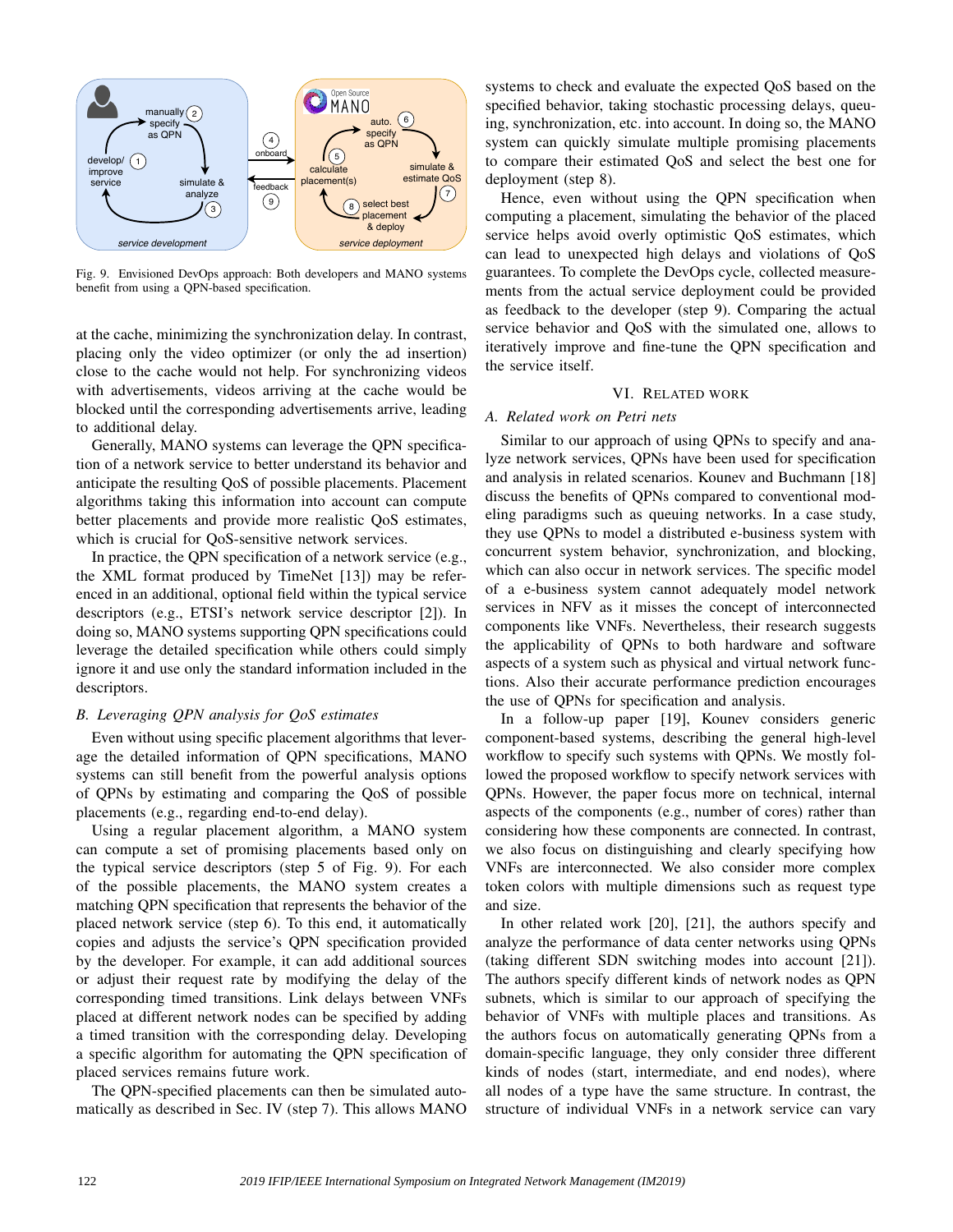Fig. 9. Envisioned DevOps approach: Both developers and MANO systems benefit from using a QPN-based specification.

at the cache, minimizing the synchronization delay. In contrast, placing only the video optimizer (or only the ad insertion) close to the cache would not help. For synchronizing videos with advertisements, videos arriving at the cache would be blocked until the corresponding advertisements arrive, leading to additional delay.

Generally, MANO systems can leverage the QPN specification of a network service to better understand its behavior and anticipate the resulting QoS of possible placements. Placement algorithms taking this information into account can compute better placements and provide more realistic QoS estimates, which is crucial for QoS-sensitive network services.

In practice, the QPN specification of a network service (e.g., the XML format produced by TimeNet [13]) may be referenced in an additional, optional field within the typical service descriptors (e.g., ETSI's network service descriptor [2]). In doing so, MANO systems supporting QPN specifications could leverage the detailed specification while others could simply ignore it and use only the standard information included in the descriptors.

### B. Leveraging QPN analysis for QoS estimates

Even without using specific placement algorithms that leverage the detailed information of QPN specifications, MANO systems can still benefit from the powerful analysis options of QPNs by estimating and comparing the QoS of possible placements (e.g., regarding end-to-end delay).

Using a regular placement algorithm, a MANO system can compute a set of promising placements based only on the typical service descriptors (step 5 of Fig. 9). For each of the possible placements, the MANO system creates a matching QPN specification that represents the behavior of the placed network service (step 6). To this end, it automatically copies and adjusts the service's QPN specification provided by the developer. For example, it can add additional sources or adjust their request rate by modifying the delay of the corresponding timed transitions. Link delays between VNFs placed at different network nodes can be specified by adding a timed transition with the corresponding delay. Developing a specific algorithm for automating the QPN specification of placed services remains future work.

The QPN-specified placements can then be simulated automatically as described in Sec. IV (step 7). This allows MANO systems to check and evaluate the expected QoS based on the specified behavior, taking stochastic processing delays, queuing, synchronization, etc. into account. In doing so, the MANO system can quickly simulate multiple promising placements to compare their estimated QoS and select the best one for deployment (step 8).

Hence, even without using the QPN specification when computing a placement, simulating the behavior of the placed service helps avoid overly optimistic QoS estimates, which can lead to unexpected high delays and violations of QoS guarantees. To complete the DevOps cycle, collected measurements from the actual service deployment could be provided as feedback to the developer (step 9). Comparing the actual service behavior and QoS with the simulated one, allows to iteratively improve and fine-tune the QPN specification and the service itself.

## VI. Related Work

### A. Related work on Petri nets

Similar to our approach of using QPNs to specify and analyze network services, QPNs have been used for specification and analysis in related scenarios. Kounev and Buchmann [18] discuss the benefits of QPNs compared to conventional modeling paradigms such as queuing networks. In a case study, they use QPNs to model a distributed e-business system with concurrent system behavior, synchronization, and blocking, which can also occur in network services. The specific model of a e-business system cannot adequately model network services in NFV as it misses the concept of interconnected components like VNFs. Nevertheless, their research suggests the applicability of QPNs to both hardware and software aspects of a system such as physical and virtual network functions. Also their accurate performance prediction encourages the use of QPNs for specification and analysis.

In a follow-up paper [19], Kounev considers generic component-based systems, describing the general high-level workflow to specify such systems with QPNs. We mostly followed the proposed workflow to specify network services with QPNs. However, the paper focus more on technical, internal aspects of the components (e.g., number of cores) rather than considering how these components are connected. In contrast, we also focus on distinguishing and clearly specifying how VNFs are interconnected. We also consider more complex token colors with multiple dimensions such as request type and size.

In other related work [20], [21], the authors specify and analyze the performance of data center networks using QPNs (taking different SDN switching modes into account [21]). The authors specify different kinds of network nodes as QPN subnets, which is similar to our approach of specifying the behavior of VNFs with multiple places and transitions. As the authors focus on automatically generating QPNs from a domain-specific language, they only consider three different kinds of nodes (start, intermediate, and end nodes), where all nodes of a type have the same structure. In contrast, the structure of individual VNFs in a network service can vary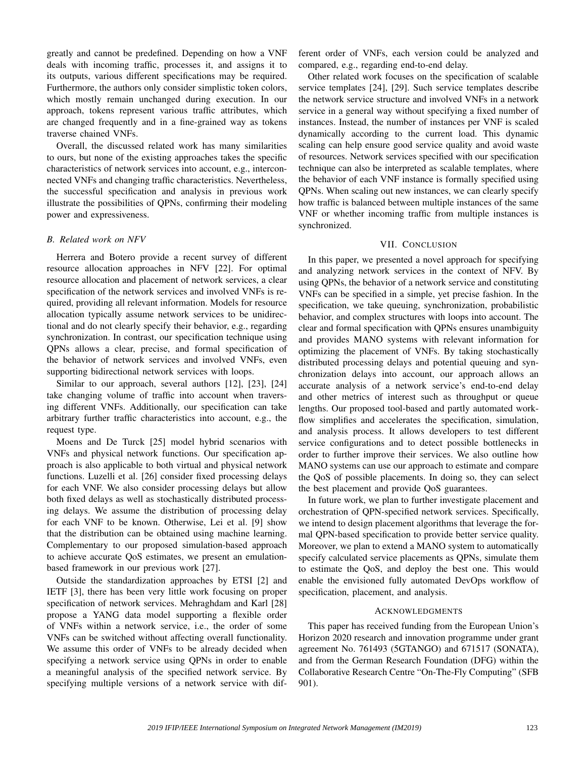greatly and cannot be predefined. Depending on how a VNF deals with incoming traffic, processes it, and assigns it to its outputs, various different specifications may be required. Furthermore, the authors only consider simplistic token colors, which mostly remain unchanged during execution. In our approach, tokens represent various traffic attributes, which are changed frequently and in a fine-grained way as tokens traverse chained VNFs.

Overall, the discussed related work has many similarities to ours, but none of the existing approaches takes the specific characteristics of network services into account, e.g., interconnected VNFs and changing traffic characteristics. Nevertheless, the successful specification and analysis in previous work illustrate the possibilities of QPNs, confirming their modeling power and expressiveness.

### B. Related work on NFV

Herrera and Botero provide a recent survey of different resource allocation approaches in NFV [22]. For optimal resource allocation and placement of network services, a clear specification of the network services and involved VNFs is required, providing all relevant information. Models for resource allocation typically assume network services to be unidirectional and do not clearly specify their behavior, e.g., regarding synchronization. In contrast, our specification technique using QPNs allows a clear, precise, and formal specification of the behavior of network services and involved VNFs, even supporting bidirectional network services with loops.

Similar to our approach, several authors [12], [23], [24] take changing volume of traffic into account when traversing different VNFs. Additionally, our specification can take arbitrary further traffic characteristics into account, e.g., the request type.

Moens and De Turck [25] model hybrid scenarios with VNFs and physical network functions. Our specification approach is also applicable to both virtual and physical network functions. Luzelli et al. [26] consider fixed processing delays for each VNF. We also consider processing delays but allow both fixed delays as well as stochastically distributed processing delays. We assume the distribution of processing delay for each VNF to be known. Otherwise, Lei et al. [9] show that the distribution can be obtained using machine learning. Complementary to our proposed simulation-based approach to achieve accurate QoS estimates, we present an emulation-based framework in our previous work [27].

Outside the standardization approaches by ETSI [2] and IETF [3], there has been very little work focusing on proper specification of network services. Mehraghdam and Karl [28] propose a YANG data model supporting a flexible order of VNFs within a network service, i.e., the order of some VNFs can be switched without affecting overall functionality. We assume this order of VNFs to be already decided when specifying a network service using QPNs in order to enable a meaningful analysis of the specified network service. By specifying multiple versions of a network service with different order of VNFs, each version could be analyzed and compared, e.g., regarding end-to-end delay.

Other related work focuses on the specification of scalable service templates [24], [29]. Such service templates describe the network service structure and involved VNFs in a network service in a general way without specifying a fixed number of instances. Instead, the number of instances per VNF is scaled dynamically according to the current load. This dynamic scaling can help ensure good service quality and avoid waste of resources. Network services specified with our specification technique can also be interpreted as scalable templates, where the behavior of each VNF instance is formally specified using QPNs. When scaling out new instances, we can clearly specify how traffic is balanced between multiple instances of the same VNF or whether incoming traffic from multiple instances is synchronized.

## VII. Conclusion

In this paper, we presented a novel approach for specifying and analyzing network services in the context of NFV. By using QPNs, the behavior of a network service and constituting VNFs can be specified in a simple, yet precise fashion. In the specification, we take queuing, synchronization, probabilistic behavior, and complex structures with loops into account. The clear and formal specification with QPNs ensures unambiguity and provides MANO systems with relevant information for optimizing the placement of VNFs. By taking stochastically distributed processing delays and potential queuing and synchronization delays into account, our approach allows an accurate analysis of a network service's end-to-end delay and other metrics of interest such as throughput or queue lengths. Our proposed tool-based and partly automated workflow simplifies and accelerates the specification, simulation, and analysis process. It allows developers to test different service configurations and to detect possible bottlenecks in order to further improve their services. We also outline how MANO systems can use our approach to estimate and compare the QoS of possible placements. In doing so, they can select the best placement and provide QoS guarantees.

In future work, we plan to further investigate placement and orchestration of QPN-specified network services. Specifically, we intend to design placement algorithms that leverage the formal QPN-based specification to provide better service quality. Moreover, we plan to extend a MANO system to automatically specify calculated service placements as QPNs, simulate them to estimate the QoS, and deploy the best one. This would enable the envisioned fully automated DevOps workflow of specification, placement, and analysis.

## Acknowledgments

This paper has received funding from the European Union's Horizon 2020 research and innovation programme under grant agreement No. 761493 (5GTANGO) and 671517 (SONATA), and from the German Research Foundation (DFG) within the Collaborative Research Centre "On-The-Fly Computing" (SFB 901).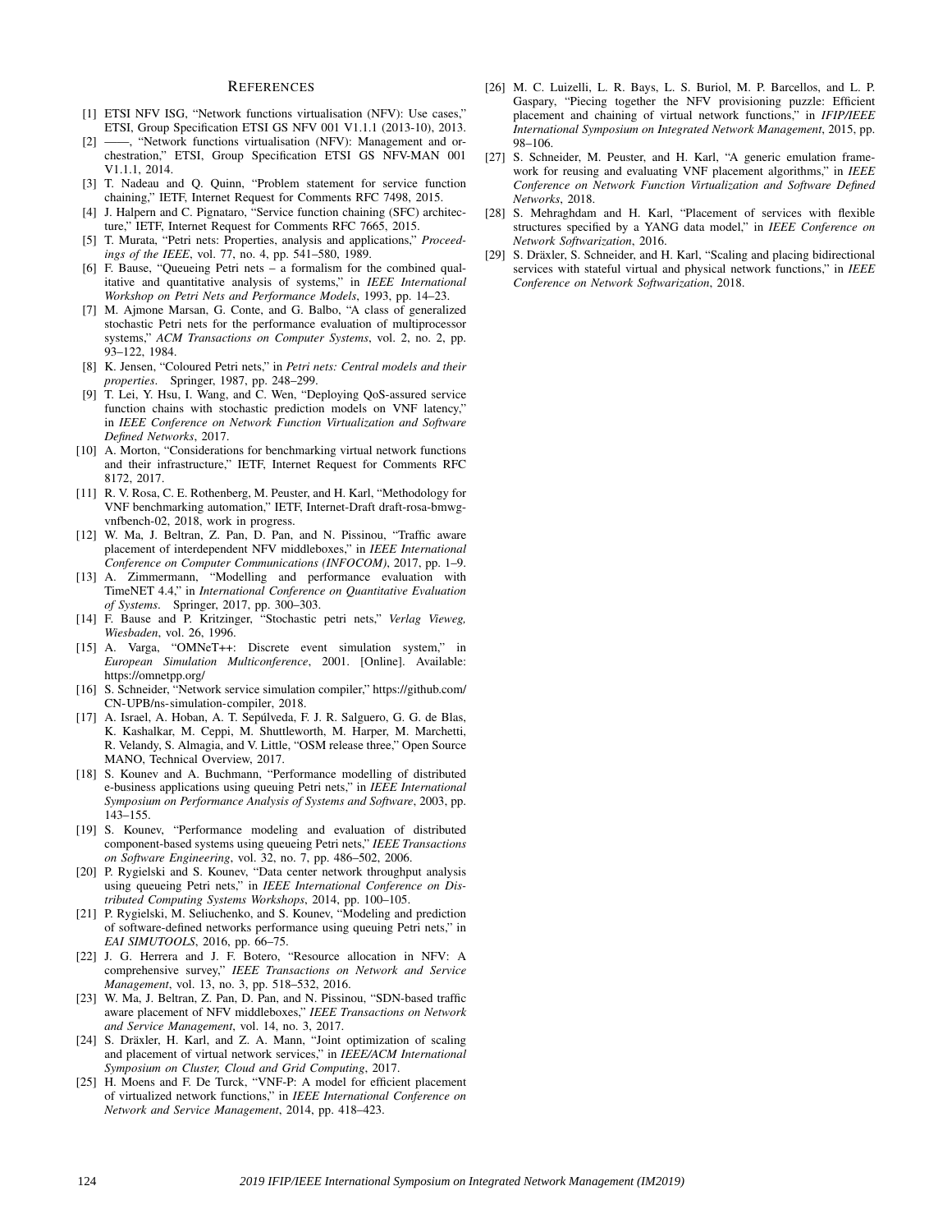## References

[1] ETSI NFV ISG, "Network functions virtualisation (NFV): Use cases," ETSI, Group Specification ETSI GS NFV 001 V1.1.1 (2013-10), 2013.

[2] ——, "Network functions virtualisation (NFV): Management and orchestration," ETSI, Group Specification ETSI GS NFV-MAN 001 V1.1.1, 2014.

[3] T. Nadeau and Q. Quinn, "Problem statement for service function chaining," IETF, Internet Request for Comments RFC 7498, 2015.

[4] J. Halpern and C. Pignataro, "Service function chaining (SFC) architecture," IETF, Internet Request for Comments RFC 7665, 2015.

[5] T. Murata, "Petri nets: Properties, analysis and applications," *Proceedings of the IEEE*, vol. 77, no. 4, pp. 541–580, 1989.

[6] F. Bause, "Queueing Petri nets – a formalism for the combined qualitative and quantitative analysis of systems," in *IEEE International Workshop on Petri Nets and Performance Models*, 1993, pp. 14–23.

[7] M. Ajmone Marsan, G. Conte, and G. Balbo, "A class of generalized stochastic Petri nets for the performance evaluation of multiprocessor systems," *ACM Transactions on Computer Systems*, vol. 2, no. 2, pp. 93–122, 1984.

[8] K. Jensen, "Coloured Petri nets," in *Petri nets: Central models and their properties*. Springer, 1987, pp. 248–299.

[9] T. Lei, Y. Hsu, I. Wang, and C. Wen, "Deploying QoS-assured service function chains with stochastic prediction models on VNF latency," in *IEEE Conference on Network Function Virtualization and Software Defined Networks*, 2017.

[10] A. Morton, "Considerations for benchmarking virtual network functions and their infrastructure," IETF, Internet Request for Comments RFC 8172, 2017.

[11] R. V. Rosa, C. E. Rothenberg, M. Peuster, and H. Karl, "Methodology for VNF benchmarking automation," IETF, Internet-Draft draft-rosa-bmwg-vnfbench-02, 2018, work in progress.

[12] W. Ma, J. Beltran, Z. Pan, D. Pan, and N. Pissinou, "Traffic aware placement of interdependent NFV middleboxes," in *IEEE International Conference on Computer Communications (INFOCOM)*, 2017, pp. 1–9.

[13] A. Zimmermann, "Modelling and performance evaluation with TimeNET 4.4," in *International Conference on Quantitative Evaluation of Systems*. Springer, 2017, pp. 300–303.

[14] F. Bause and P. Kritzinger, "Stochastic petri nets," *Verlag Vieweg, Wiesbaden*, vol. 26, 1996.

[15] A. Varga, "OMNeT++: Discrete event simulation system," in *European Simulation Multiconference*, 2001. [Online]. Available: https://omnetpp.org/

[16] S. Schneider, "Network service simulation compiler," https://github.com/CN-UPB/ns-simulation-compiler, 2018.

[17] A. Israel, A. Hoban, A. T. Sepúlveda, F. J. R. Salguero, G. G. de Blas, K. Kashalkar, M. Ceppi, M. Shuttleworth, M. Harper, M. Marchetti, R. Velandy, S. Almagia, and V. Little, "OSM release three," Open Source MANO, Technical Overview, 2017.

[18] S. Kounev and A. Buchmann, "Performance modelling of distributed e-business applications using queuing Petri nets," in *IEEE International Symposium on Performance Analysis of Systems and Software*, 2003, pp. 143–155.

[19] S. Kounev, "Performance modeling and evaluation of distributed component-based systems using queueing Petri nets," *IEEE Transactions on Software Engineering*, vol. 32, no. 7, pp. 486–502, 2006.

[20] P. Rygielski and S. Kounev, "Data center network throughput analysis using queueing Petri nets," in *IEEE International Conference on Distributed Computing Systems Workshops*, 2014, pp. 100–105.

[21] P. Rygielski, M. Seliuchenko, and S. Kounev, "Modeling and prediction of software-defined networks performance using queuing Petri nets," in *EAI SIMUTOOLS*, 2016, pp. 66–75.

[22] J. G. Herrera and J. F. Botero, "Resource allocation in NFV: A comprehensive survey," *IEEE Transactions on Network and Service Management*, vol. 13, no. 3, pp. 518–532, 2016.

[23] W. Ma, J. Beltran, Z. Pan, D. Pan, and N. Pissinou, "SDN-based traffic aware placement of NFV middleboxes," *IEEE Transactions on Network and Service Management*, vol. 14, no. 3, 2017.

[24] S. Dräxler, H. Karl, and Z. A. Mann, "Joint optimization of scaling and placement of virtual network services," in *IEEE/ACM International Symposium on Cluster, Cloud and Grid Computing*, 2017.

[25] H. Moens and F. De Turck, "VNF-P: A model for efficient placement of virtualized network functions," in *IEEE International Conference on Network and Service Management*, 2014, pp. 418–423.

[26] M. C. Luizelli, L. R. Bays, L. S. Buriol, M. P. Barcellos, and L. P. Gaspary, "Piecing together the NFV provisioning puzzle: Efficient placement and chaining of virtual network functions," in *IFIP/IEEE International Symposium on Integrated Network Management*, 2015, pp. 98–106.

[27] S. Schneider, M. Peuster, and H. Karl, "A generic emulation framework for reusing and evaluating VNF placement algorithms," in *IEEE Conference on Network Function Virtualization and Software Defined Networks*, 2018.

[28] S. Mehraghdam and H. Karl, "Placement of services with flexible structures specified by a YANG data model," in *IEEE Conference on Network Softwarization*, 2016.

[29] S. Dräxler, S. Schneider, and H. Karl, "Scaling and placing bidirectional services with stateful virtual and physical network functions," in *IEEE Conference on Network Softwarization*, 2018.